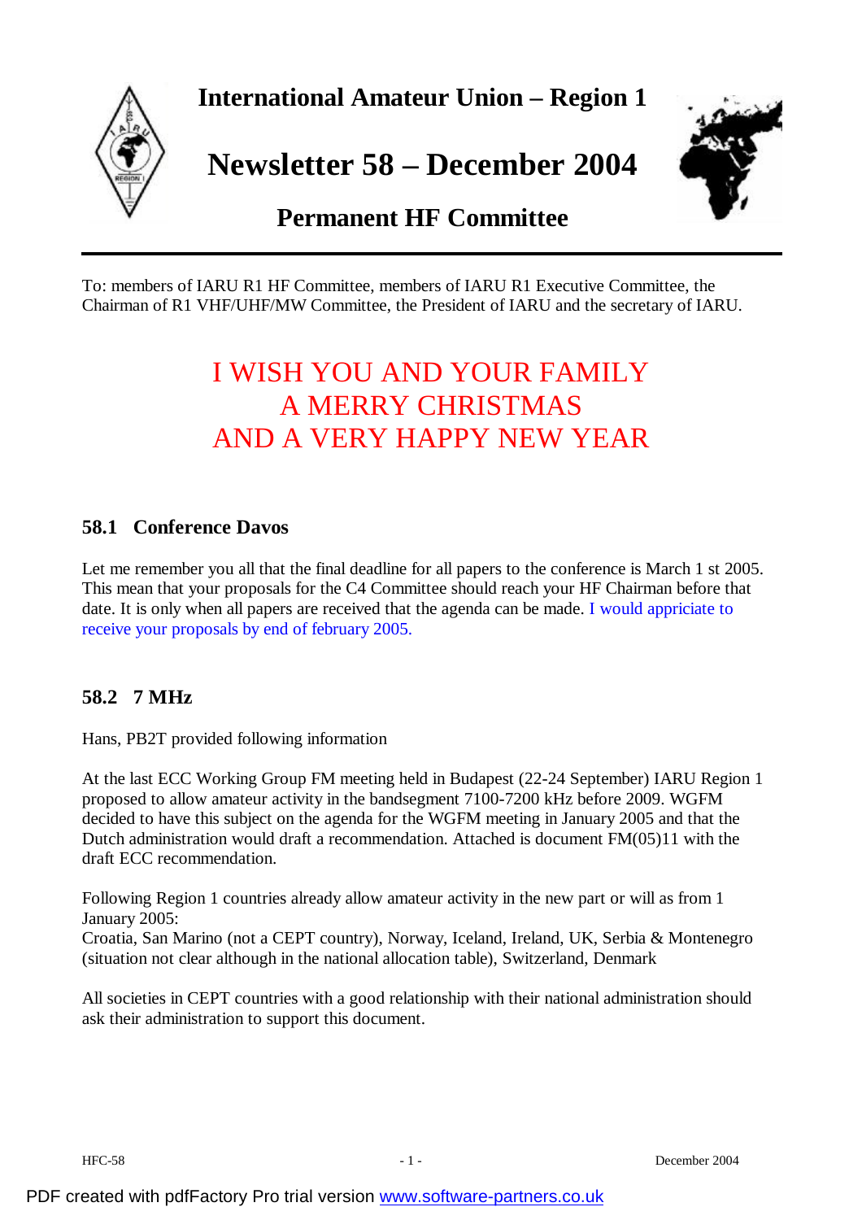# International Amateur Union – Region 1

# Newsletter 58 – December 2004

## Permanent HF Committee

To: members of IARU R1 HF Committee, members of IARU R1 Executive Committee, the Chairman of R1 VHF/UHF/MW Committee, the President of IARU and the secretary of IARU.

I WISH YOU AND YOUR FAMILY
A MERRY CHRISTMAS
AND A VERY HAPPY NEW YEAR

### 58.1 Conference Davos

Let me remember you all that the final deadline for all papers to the conference is March 1 st 2005. This mean that your proposals for the C4 Committee should reach your HF Chairman before that date. It is only when all papers are received that the agenda can be made. I would appriciate to receive your proposals by end of february 2005.

### 58.2 7 MHz

Hans, PB2T provided following information

At the last ECC Working Group FM meeting held in Budapest (22-24 September) IARU Region 1 proposed to allow amateur activity in the bandsegment 7100-7200 kHz before 2009. WGFM decided to have this subject on the agenda for the WGFM meeting in January 2005 and that the Dutch administration would draft a recommendation. Attached is document FM(05)11 with the draft ECC recommendation.

Following Region 1 countries already allow amateur activity in the new part or will as from 1 January 2005:
Croatia, San Marino (not a CEPT country), Norway, Iceland, Ireland, UK, Serbia & Montenegro (situation not clear although in the national allocation table), Switzerland, Denmark

All societies in CEPT countries with a good relationship with their national administration should ask their administration to support this document.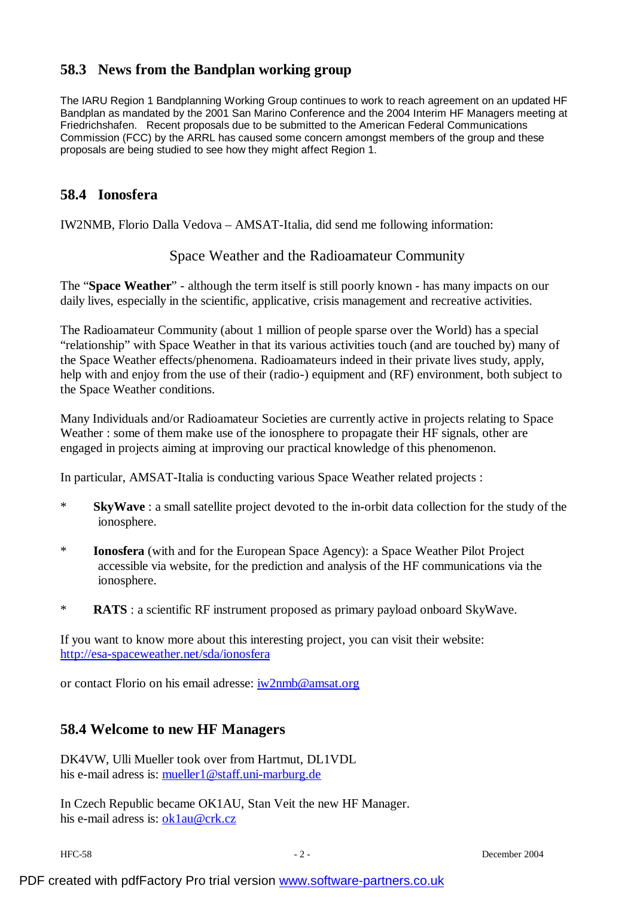## 58.3 News from the Bandplan working group

The IARU Region 1 Bandplanning Working Group continues to work to reach agreement on an updated HF Bandplan as mandated by the 2001 San Marino Conference and the 2004 Interim HF Managers meeting at Friedrichshafen. Recent proposals due to be submitted to the American Federal Communications Commission (FCC) by the ARRL has caused some concern amongst members of the group and these proposals are being studied to see how they might affect Region 1.

## 58.4 Ionosfera

IW2NMB, Florio Dalla Vedova – AMSAT-Italia, did send me following information:

Space Weather and the Radioamateur Community

The "**Space Weather**" - although the term itself is still poorly known - has many impacts on our daily lives, especially in the scientific, applicative, crisis management and recreative activities.

The Radioamateur Community (about 1 million of people sparse over the World) has a special "relationship" with Space Weather in that its various activities touch (and are touched by) many of the Space Weather effects/phenomena. Radioamateurs indeed in their private lives study, apply, help with and enjoy from the use of their (radio-) equipment and (RF) environment, both subject to the Space Weather conditions.

Many Individuals and/or Radioamateur Societies are currently active in projects relating to Space Weather : some of them make use of the ionosphere to propagate their HF signals, other are engaged in projects aiming at improving our practical knowledge of this phenomenon.

In particular, AMSAT-Italia is conducting various Space Weather related projects :

* **SkyWave** : a small satellite project devoted to the in-orbit data collection for the study of the ionosphere.
* **Ionosfera** (with and for the European Space Agency): a Space Weather Pilot Project accessible via website, for the prediction and analysis of the HF communications via the ionosphere.
* **RATS** : a scientific RF instrument proposed as primary payload onboard SkyWave.

If you want to know more about this interesting project, you can visit their website: http://esa-spaceweather.net/sda/ionosfera

or contact Florio on his email adresse: iw2nmb@amsat.org

## 58.4 Welcome to new HF Managers

DK4VW, Ulli Mueller took over from Hartmut, DL1VDL
his e-mail adress is: mueller1@staff.uni-marburg.de

In Czech Republic became OK1AU, Stan Veit the new HF Manager.
his e-mail adress is: ok1au@crk.cz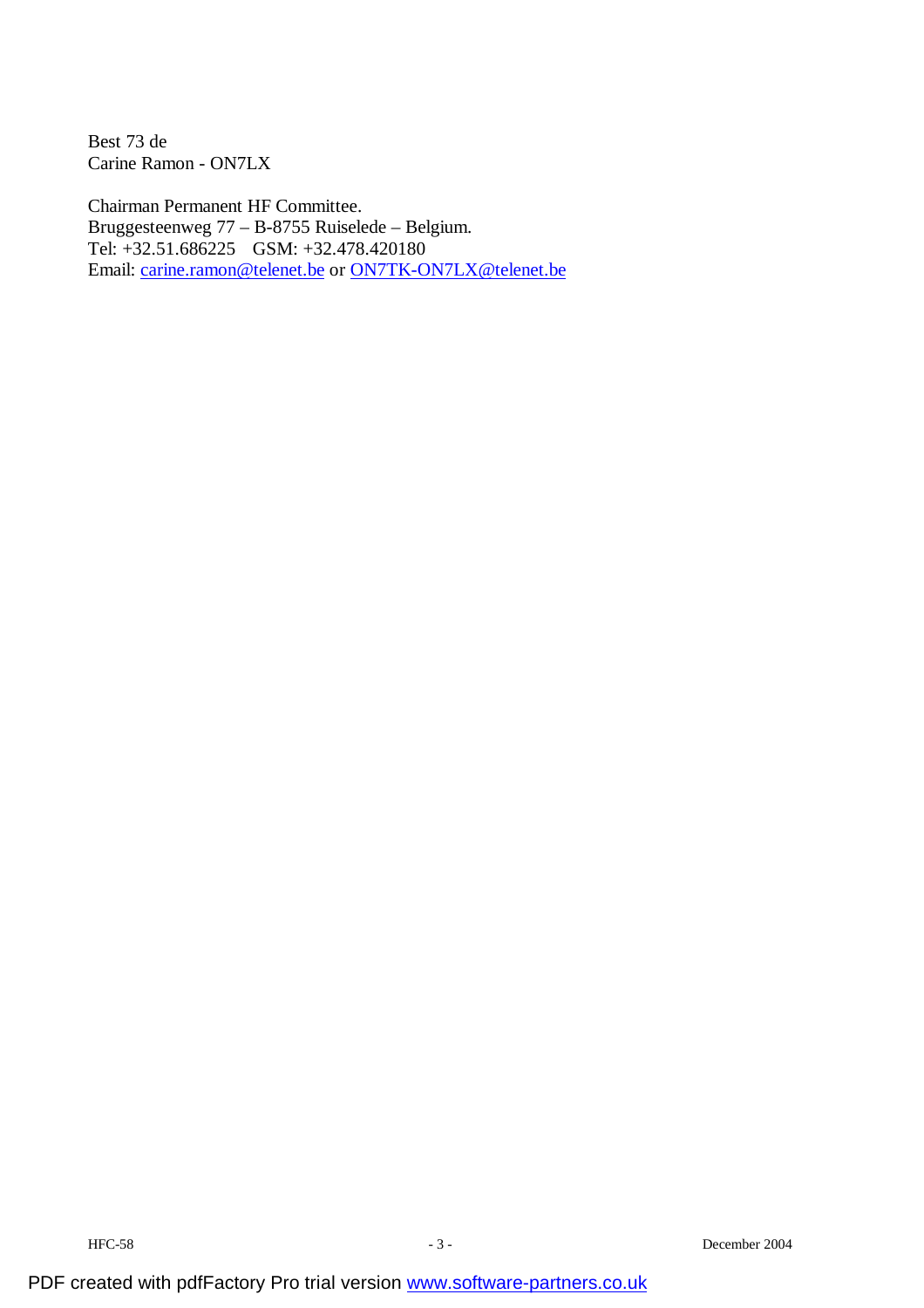Best 73 de
Carine Ramon - ON7LX

Chairman Permanent HF Committee.
Bruggesteenweg 77 – B-8755 Ruiselede – Belgium.
Tel: +32.51.686225 GSM: +32.478.420180
Email: carine.ramon@telenet.be or ON7TK-ON7LX@telenet.be